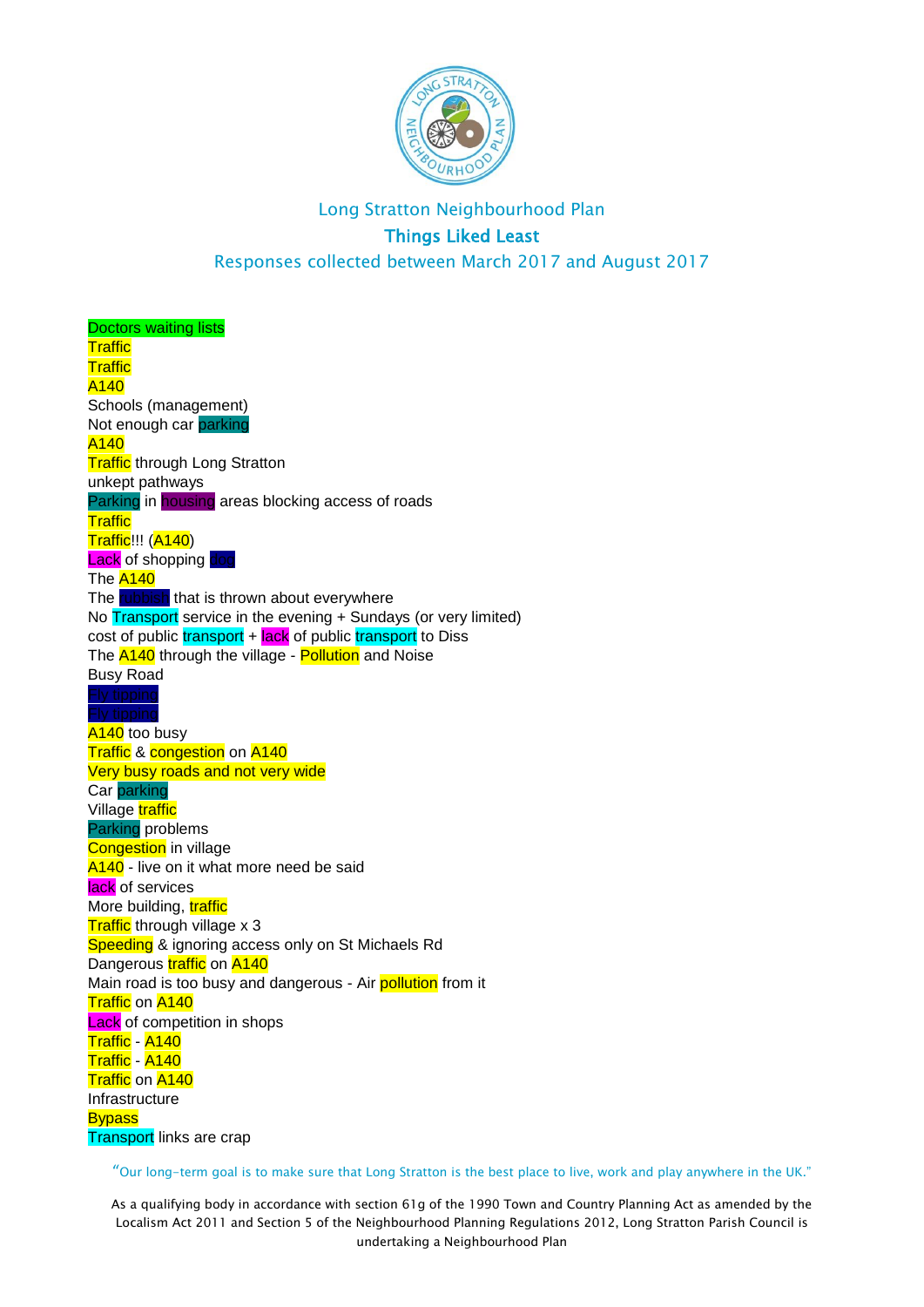# Long Stratton Neighbourhood Plan

## Things Liked Least

### Responses collected between March 2017 and August 2017

Doctors waiting lists
Traffic
Traffic
A140
Schools (management)
Not enough car parking
A140
Traffic through Long Stratton
unkept pathways
Parking in housing areas blocking access of roads
Traffic
Traffic!!! (A140)
Lack of shopping Dog
The A140
The rubbish that is thrown about everywhere
No Transport service in the evening + Sundays (or very limited)
cost of public transport + lack of public transport to Diss
The A140 through the village - Pollution and Noise
Busy Road
Fly tipping
Fly tipping
A140 too busy
Traffic & congestion on A140
Very busy roads and not very wide
Car parking
Village traffic
Parking problems
Congestion in village
A140 - live on it what more need be said
lack of services
More building, traffic
Traffic through village x 3
Speeding & ignoring access only on St Michaels Rd
Dangerous traffic on A140
Main road is too busy and dangerous - Air pollution from it
Traffic on A140
Lack of competition in shops
Traffic - A140
Traffic - A140
Traffic on A140
Infrastructure
Bypass
Transport links are crap

"Our long-term goal is to make sure that Long Stratton is the best place to live, work and play anywhere in the UK."

As a qualifying body in accordance with section 61g of the 1990 Town and Country Planning Act as amended by the Localism Act 2011 and Section 5 of the Neighbourhood Planning Regulations 2012, Long Stratton Parish Council is undertaking a Neighbourhood Plan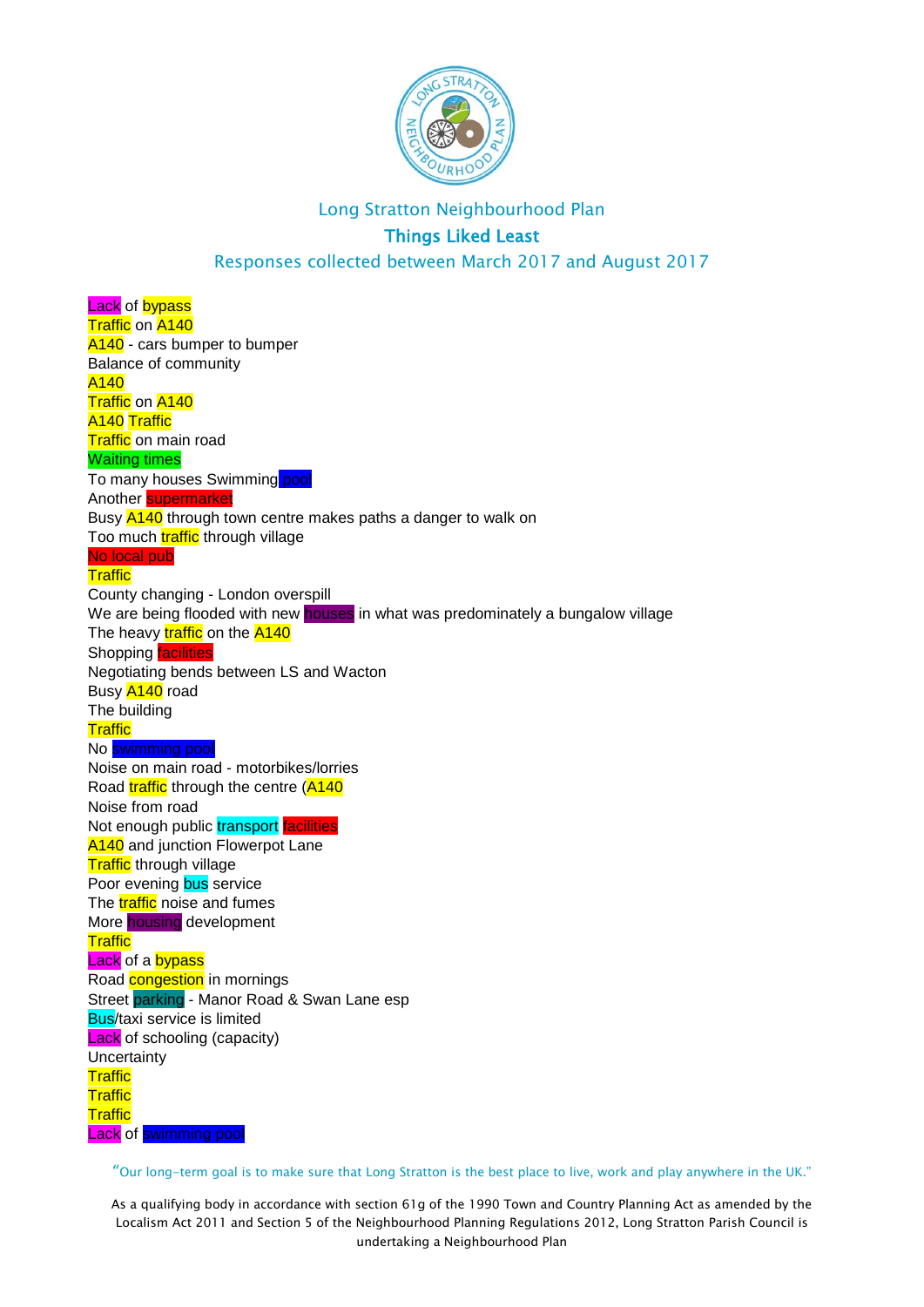Long Stratton Neighbourhood Plan

## Things Liked Least

Responses collected between March 2017 and August 2017

Lack of bypass
Traffic on A140
A140 - cars bumper to bumper
Balance of community
A140
Traffic on A140
A140 Traffic
Traffic on main road
Waiting times
To many houses Swimming pool
Another supermarket
Busy A140 through town centre makes paths a danger to walk on
Too much traffic through village
No local pub
Traffic
County changing - London overspill
We are being flooded with new houses in what was predominately a bungalow village
The heavy traffic on the A140
Shopping facilities
Negotiating bends between LS and Wacton
Busy A140 road
The building
Traffic
No swimming pool
Noise on main road - motorbikes/lorries
Road traffic through the centre (A140
Noise from road
Not enough public transport facilities
A140 and junction Flowerpot Lane
Traffic through village
Poor evening bus service
The traffic noise and fumes
More housing development
Traffic
Lack of a bypass
Road congestion in mornings
Street parking - Manor Road & Swan Lane esp
Bus/taxi service is limited
Lack of schooling (capacity)
Uncertainty
Traffic
Traffic
Traffic
Lack of swimming pool

"Our long-term goal is to make sure that Long Stratton is the best place to live, work and play anywhere in the UK."

As a qualifying body in accordance with section 61g of the 1990 Town and Country Planning Act as amended by the Localism Act 2011 and Section 5 of the Neighbourhood Planning Regulations 2012, Long Stratton Parish Council is undertaking a Neighbourhood Plan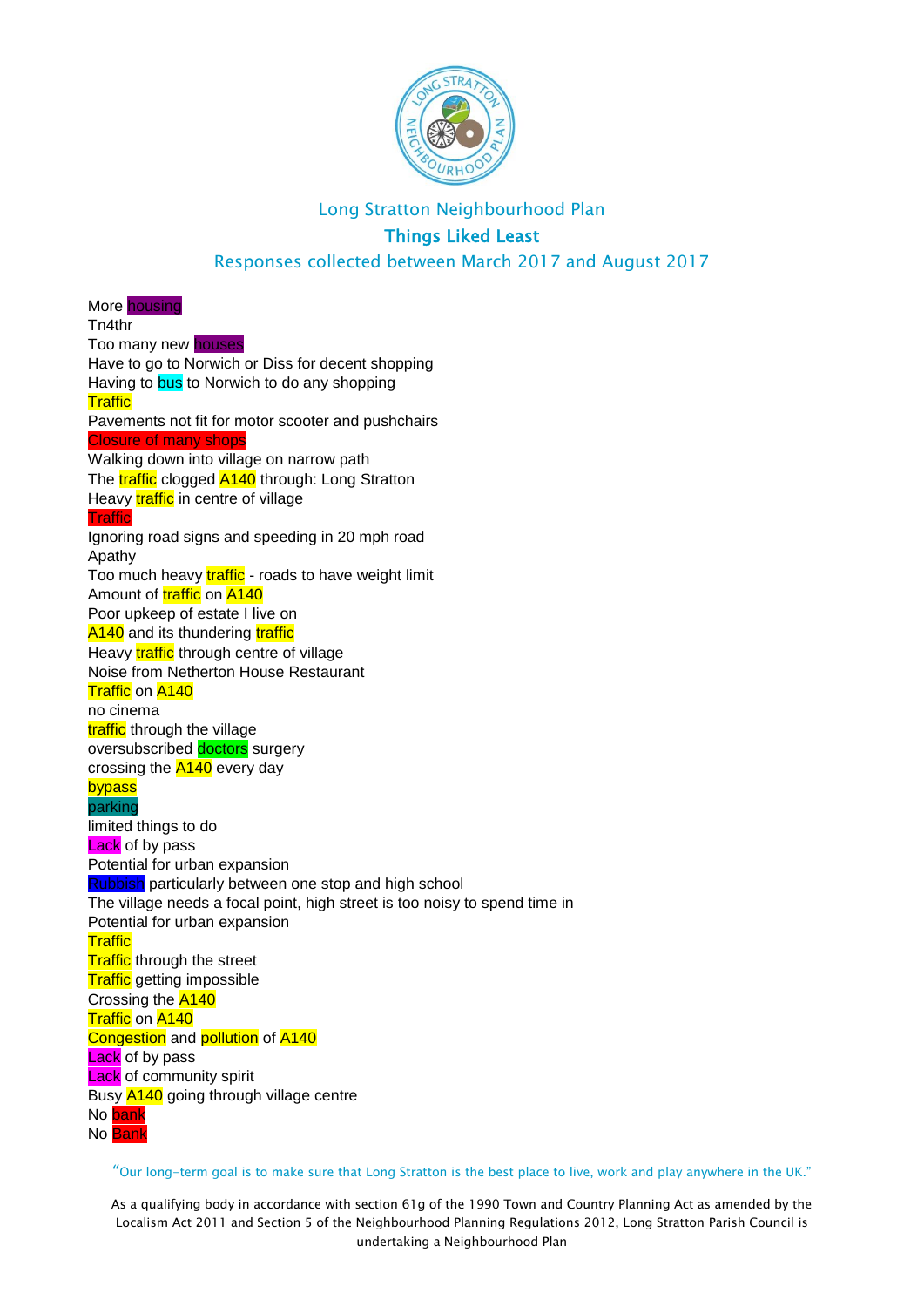Long Stratton Neighbourhood Plan

## Things Liked Least

Responses collected between March 2017 and August 2017

More housing
Tn4thr
Too many new houses
Have to go to Norwich or Diss for decent shopping
Having to bus to Norwich to do any shopping
Traffic
Pavements not fit for motor scooter and pushchairs
Closure of many shops
Walking down into village on narrow path
The traffic clogged A140 through: Long Stratton
Heavy traffic in centre of village
Traffic
Ignoring road signs and speeding in 20 mph road
Apathy
Too much heavy traffic - roads to have weight limit
Amount of traffic on A140
Poor upkeep of estate I live on
A140 and its thundering traffic
Heavy traffic through centre of village
Noise from Netherton House Restaurant
Traffic on A140
no cinema
traffic through the village
oversubscribed doctors surgery
crossing the A140 every day
bypass
parking
limited things to do
Lack of by pass
Potential for urban expansion
Rubbish particularly between one stop and high school
The village needs a focal point, high street is too noisy to spend time in
Potential for urban expansion
Traffic
Traffic through the street
Traffic getting impossible
Crossing the A140
Traffic on A140
Congestion and pollution of A140
Lack of by pass
Lack of community spirit
Busy A140 going through village centre
No bank
No Bank

"Our long-term goal is to make sure that Long Stratton is the best place to live, work and play anywhere in the UK."

As a qualifying body in accordance with section 61g of the 1990 Town and Country Planning Act as amended by the Localism Act 2011 and Section 5 of the Neighbourhood Planning Regulations 2012, Long Stratton Parish Council is undertaking a Neighbourhood Plan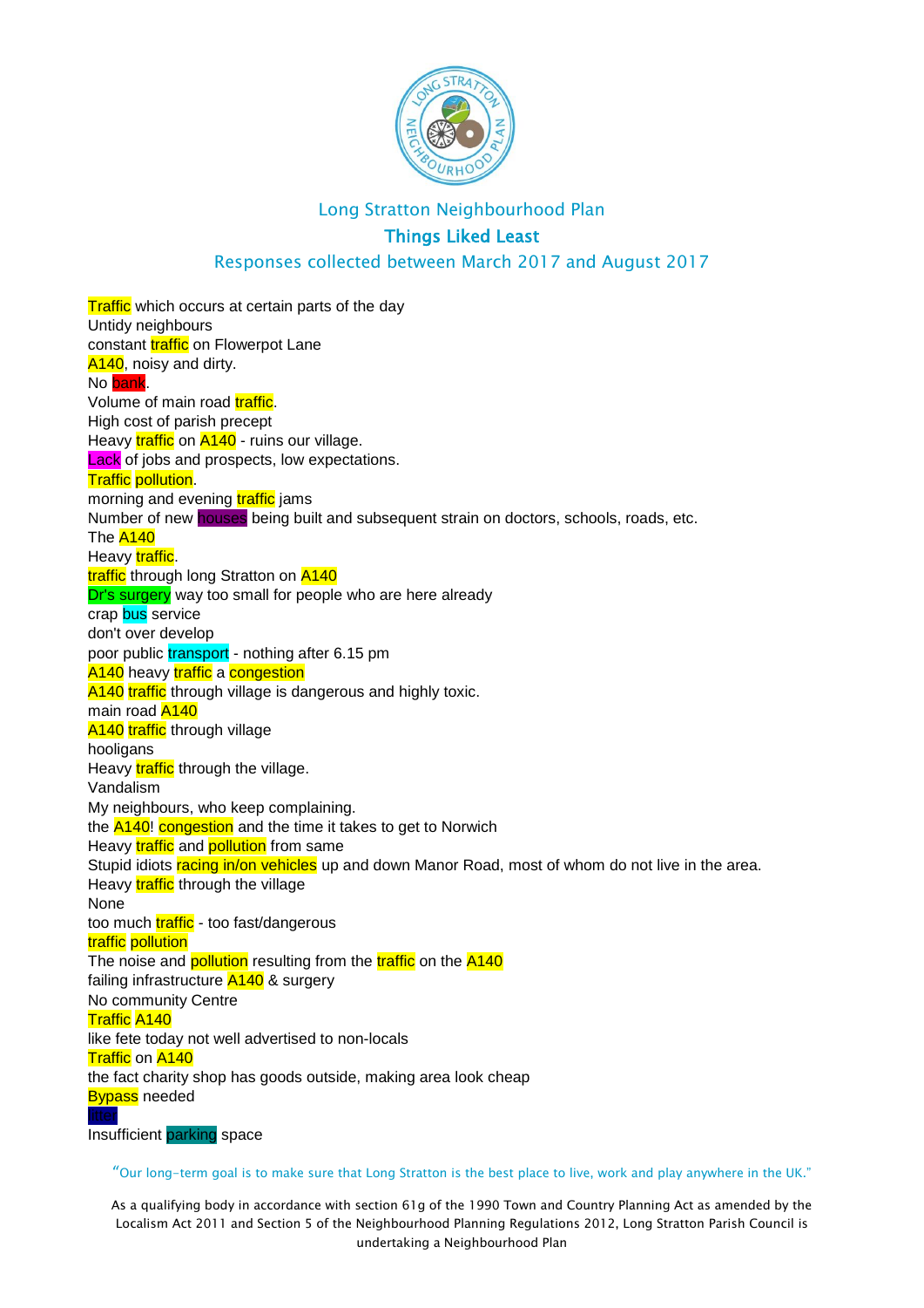Long Stratton Neighbourhood Plan

## Things Liked Least

Responses collected between March 2017 and August 2017

Traffic which occurs at certain parts of the day
Untidy neighbours
constant traffic on Flowerpot Lane
A140, noisy and dirty.
No bank.
Volume of main road traffic.
High cost of parish precept
Heavy traffic on A140 - ruins our village.
Lack of jobs and prospects, low expectations.
Traffic pollution.
morning and evening traffic jams
Number of new houses being built and subsequent strain on doctors, schools, roads, etc.
The A140
Heavy traffic.
traffic through long Stratton on A140
Dr's surgery way too small for people who are here already
crap bus service
don't over develop
poor public transport - nothing after 6.15 pm
A140 heavy traffic a congestion
A140 traffic through village is dangerous and highly toxic.
main road A140
A140 traffic through village
hooligans
Heavy traffic through the village.
Vandalism
My neighbours, who keep complaining.
the A140! congestion and the time it takes to get to Norwich
Heavy traffic and pollution from same
Stupid idiots racing in/on vehicles up and down Manor Road, most of whom do not live in the area.
Heavy traffic through the village
None
too much traffic - too fast/dangerous
traffic pollution
The noise and pollution resulting from the traffic on the A140
failing infrastructure A140 & surgery
No community Centre
Traffic A140
like fete today not well advertised to non-locals
Traffic on A140
the fact charity shop has goods outside, making area look cheap
Bypass needed
litter
Insufficient parking space

"Our long-term goal is to make sure that Long Stratton is the best place to live, work and play anywhere in the UK."

As a qualifying body in accordance with section 61g of the 1990 Town and Country Planning Act as amended by the Localism Act 2011 and Section 5 of the Neighbourhood Planning Regulations 2012, Long Stratton Parish Council is undertaking a Neighbourhood Plan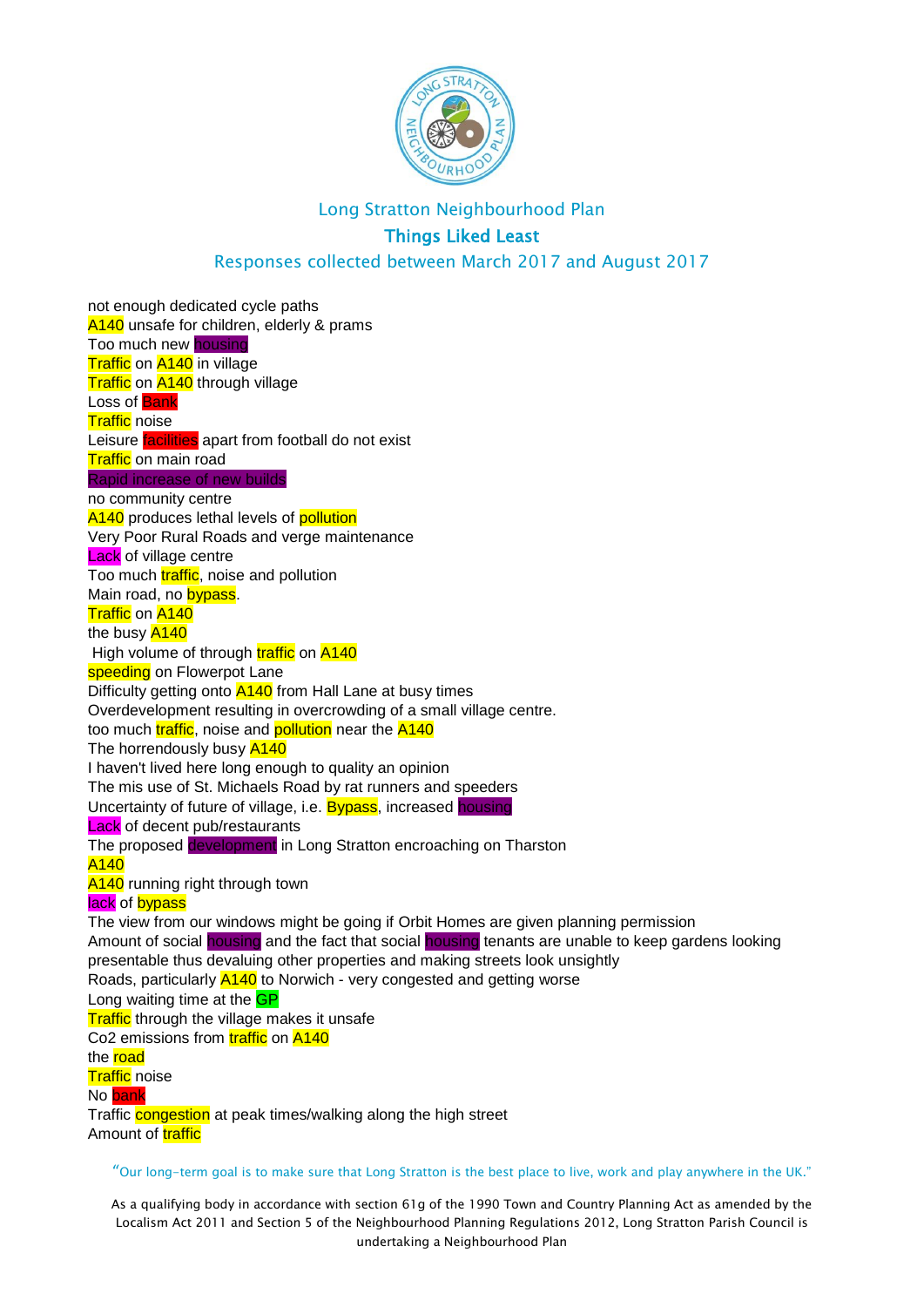Long Stratton Neighbourhood Plan

## Things Liked Least

Responses collected between March 2017 and August 2017

not enough dedicated cycle paths
A140 unsafe for children, elderly & prams
Too much new housing
Traffic on A140 in village
Traffic on A140 through village
Loss of Bank
Traffic noise
Leisure facilities apart from football do not exist
Traffic on main road
Rapid increase of new builds
no community centre
A140 produces lethal levels of pollution
Very Poor Rural Roads and verge maintenance
Lack of village centre
Too much traffic, noise and pollution
Main road, no bypass.
Traffic on A140
the busy A140
High volume of through traffic on A140
speeding on Flowerpot Lane
Difficulty getting onto A140 from Hall Lane at busy times
Overdevelopment resulting in overcrowding of a small village centre.
too much traffic, noise and pollution near the A140
The horrendously busy A140
I haven't lived here long enough to quality an opinion
The mis use of St. Michaels Road by rat runners and speeders
Uncertainty of future of village, i.e. Bypass, increased housing
Lack of decent pub/restaurants
The proposed development in Long Stratton encroaching on Tharston
A140
A140 running right through town
lack of bypass
The view from our windows might be going if Orbit Homes are given planning permission
Amount of social housing and the fact that social housing tenants are unable to keep gardens looking presentable thus devaluing other properties and making streets look unsightly
Roads, particularly A140 to Norwich - very congested and getting worse
Long waiting time at the GP
Traffic through the village makes it unsafe
Co2 emissions from traffic on A140
the road
Traffic noise
No bank
Traffic congestion at peak times/walking along the high street
Amount of traffic

"Our long-term goal is to make sure that Long Stratton is the best place to live, work and play anywhere in the UK."

As a qualifying body in accordance with section 61g of the 1990 Town and Country Planning Act as amended by the Localism Act 2011 and Section 5 of the Neighbourhood Planning Regulations 2012, Long Stratton Parish Council is undertaking a Neighbourhood Plan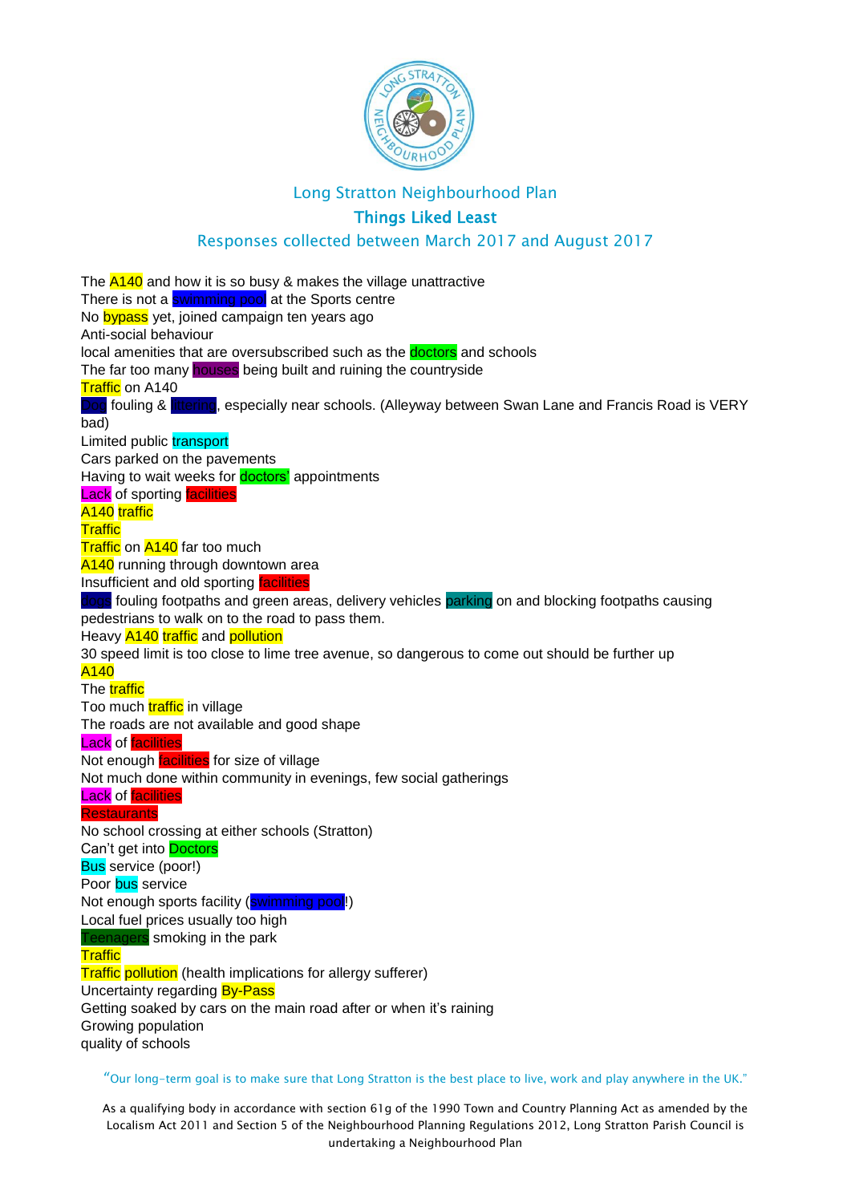Long Stratton Neighbourhood Plan

## Things Liked Least

Responses collected between March 2017 and August 2017

The A140 and how it is so busy & makes the village unattractive
There is not a swimming pool at the Sports centre
No bypass yet, joined campaign ten years ago
Anti-social behaviour
local amenities that are oversubscribed such as the doctors and schools
The far too many houses being built and ruining the countryside
Traffic on A140
Dog fouling & littering, especially near schools. (Alleyway between Swan Lane and Francis Road is VERY bad)
Limited public transport
Cars parked on the pavements
Having to wait weeks for doctors' appointments
Lack of sporting facilities
A140 traffic
Traffic
Traffic on A140 far too much
A140 running through downtown area
Insufficient and old sporting facilities
dogs fouling footpaths and green areas, delivery vehicles parking on and blocking footpaths causing pedestrians to walk on to the road to pass them.
Heavy A140 traffic and pollution
30 speed limit is too close to lime tree avenue, so dangerous to come out should be further up A140
The traffic
Too much traffic in village
The roads are not available and good shape
Lack of facilities
Not enough facilities for size of village
Not much done within community in evenings, few social gatherings
Lack of facilities
Restaurants
No school crossing at either schools (Stratton)
Can't get into Doctors
Bus service (poor!)
Poor bus service
Not enough sports facility (swimming pool!)
Local fuel prices usually too high
Teenagers smoking in the park
Traffic
Traffic pollution (health implications for allergy sufferer)
Uncertainty regarding By-Pass
Getting soaked by cars on the main road after or when it's raining
Growing population
quality of schools

"Our long-term goal is to make sure that Long Stratton is the best place to live, work and play anywhere in the UK."

As a qualifying body in accordance with section 61g of the 1990 Town and Country Planning Act as amended by the Localism Act 2011 and Section 5 of the Neighbourhood Planning Regulations 2012, Long Stratton Parish Council is undertaking a Neighbourhood Plan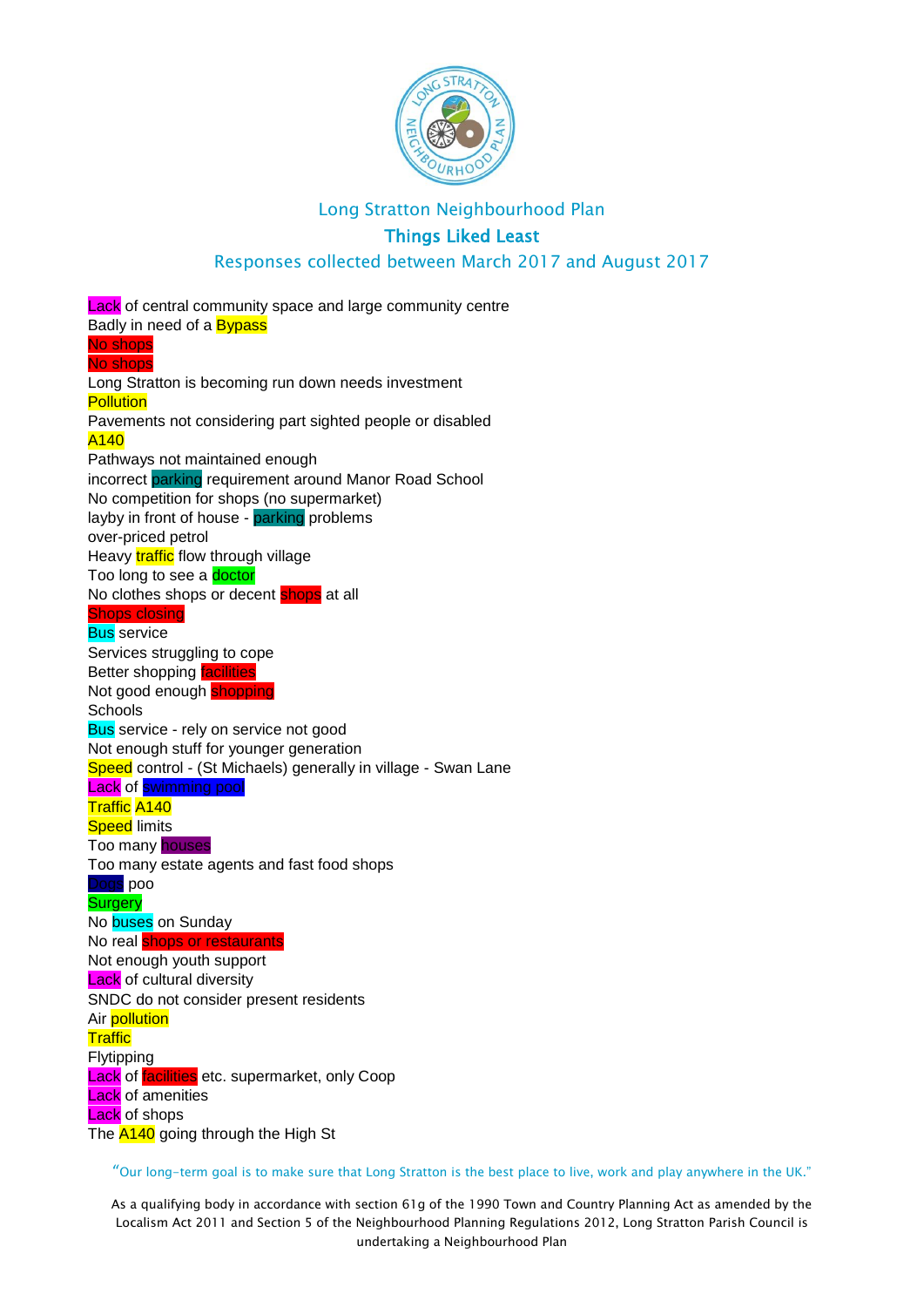Long Stratton Neighbourhood Plan

## Things Liked Least

Responses collected between March 2017 and August 2017

Lack of central community space and large community centre
Badly in need of a Bypass
No shops
No shops
Long Stratton is becoming run down needs investment
Pollution
Pavements not considering part sighted people or disabled
A140
Pathways not maintained enough
incorrect parking requirement around Manor Road School
No competition for shops (no supermarket)
layby in front of house - parking problems
over-priced petrol
Heavy traffic flow through village
Too long to see a doctor
No clothes shops or decent shops at all
Shops closing
Bus service
Services struggling to cope
Better shopping facilities
Not good enough shopping
Schools
Bus service - rely on service not good
Not enough stuff for younger generation
Speed control - (St Michaels) generally in village - Swan Lane
Lack of swimming pool
Traffic A140
Speed limits
Too many houses
Too many estate agents and fast food shops
Dogs poo
Surgery
No buses on Sunday
No real shops or restaurants
Not enough youth support
Lack of cultural diversity
SNDC do not consider present residents
Air pollution
Traffic
Flytipping
Lack of facilities etc. supermarket, only Coop
Lack of amenities
Lack of shops
The A140 going through the High St

"Our long-term goal is to make sure that Long Stratton is the best place to live, work and play anywhere in the UK."

As a qualifying body in accordance with section 61g of the 1990 Town and Country Planning Act as amended by the Localism Act 2011 and Section 5 of the Neighbourhood Planning Regulations 2012, Long Stratton Parish Council is undertaking a Neighbourhood Plan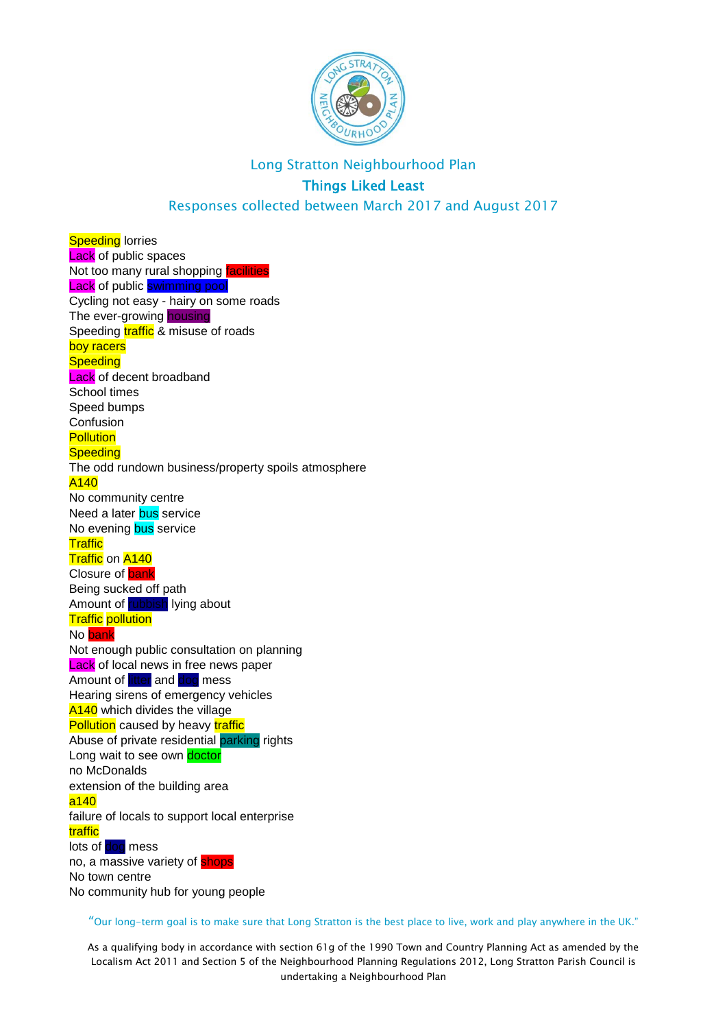Long Stratton Neighbourhood Plan

## Things Liked Least

Responses collected between March 2017 and August 2017

Speeding lorries
Lack of public spaces
Not too many rural shopping facilities
Lack of public swimming pool
Cycling not easy - hairy on some roads
The ever-growing housing
Speeding traffic & misuse of roads
boy racers
Speeding
Lack of decent broadband
School times
Speed bumps
Confusion
Pollution
Speeding
The odd rundown business/property spoils atmosphere
A140
No community centre
Need a later bus service
No evening bus service
Traffic
Traffic on A140
Closure of bank
Being sucked off path
Amount of rubbish lying about
Traffic pollution
No bank
Not enough public consultation on planning
Lack of local news in free news paper
Amount of litter and dog mess
Hearing sirens of emergency vehicles
A140 which divides the village
Pollution caused by heavy traffic
Abuse of private residential parking rights
Long wait to see own doctor
no McDonalds
extension of the building area
a140
failure of locals to support local enterprise
traffic
lots of dog mess
no, a massive variety of shops
No town centre
No community hub for young people

"Our long-term goal is to make sure that Long Stratton is the best place to live, work and play anywhere in the UK."

As a qualifying body in accordance with section 61g of the 1990 Town and Country Planning Act as amended by the Localism Act 2011 and Section 5 of the Neighbourhood Planning Regulations 2012, Long Stratton Parish Council is undertaking a Neighbourhood Plan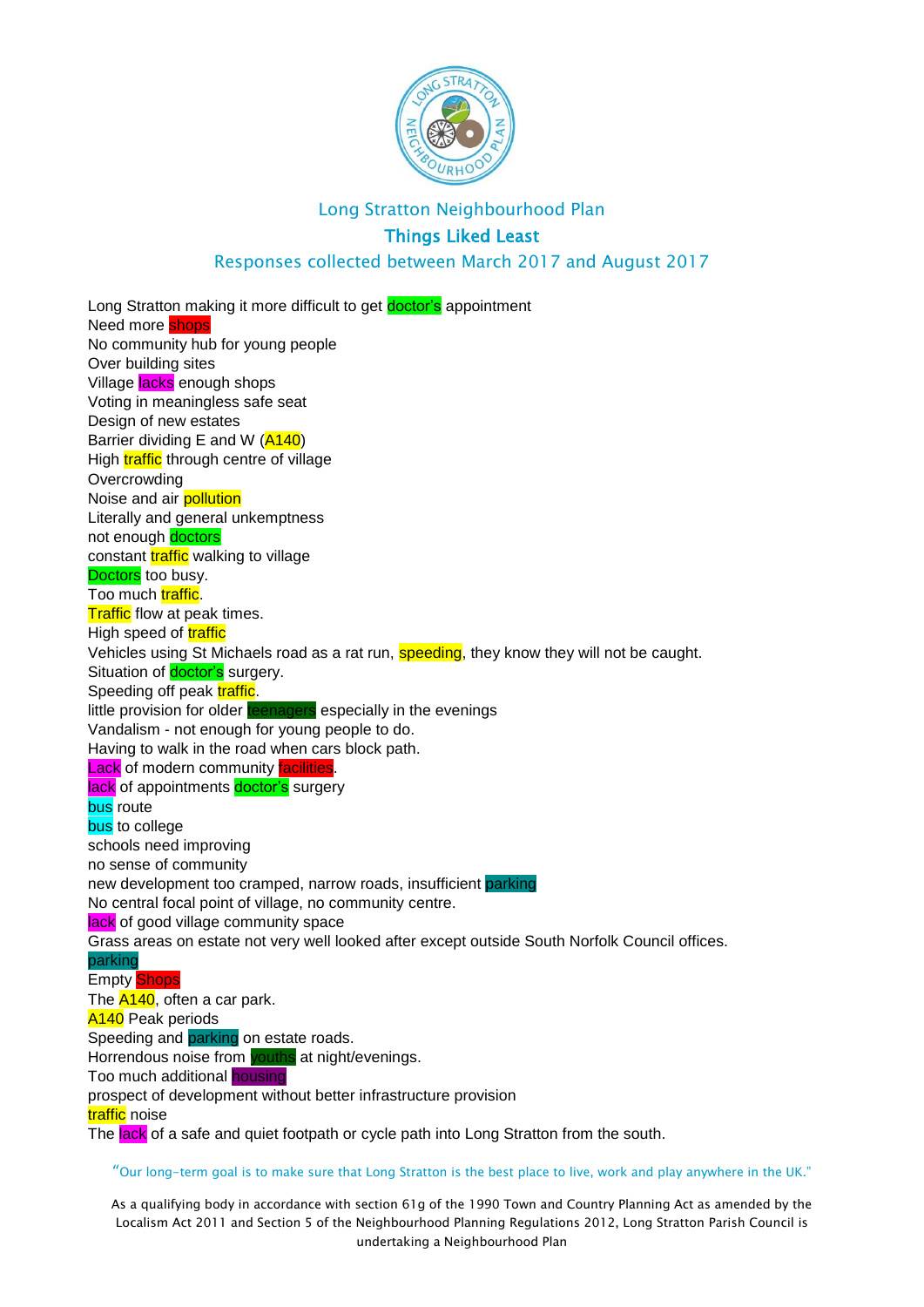Long Stratton Neighbourhood Plan

## Things Liked Least

Responses collected between March 2017 and August 2017

Long Stratton making it more difficult to get doctor's appointment
Need more shops
No community hub for young people
Over building sites
Village lacks enough shops
Voting in meaningless safe seat
Design of new estates
Barrier dividing E and W (A140)
High traffic through centre of village
Overcrowding
Noise and air pollution
Literally and general unkemptness
not enough doctors
constant traffic walking to village
Doctors too busy.
Too much traffic.
Traffic flow at peak times.
High speed of traffic
Vehicles using St Michaels road as a rat run, speeding, they know they will not be caught.
Situation of doctor's surgery.
Speeding off peak traffic.
little provision for older teenagers especially in the evenings
Vandalism - not enough for young people to do.
Having to walk in the road when cars block path.
Lack of modern community facilities.
lack of appointments doctor's surgery
bus route
bus to college
schools need improving
no sense of community
new development too cramped, narrow roads, insufficient parking
No central focal point of village, no community centre.
lack of good village community space
Grass areas on estate not very well looked after except outside South Norfolk Council offices.
parking
Empty Shops
The A140, often a car park.
A140 Peak periods
Speeding and parking on estate roads.
Horrendous noise from youths at night/evenings.
Too much additional housing
prospect of development without better infrastructure provision
traffic noise
The lack of a safe and quiet footpath or cycle path into Long Stratton from the south.

"Our long-term goal is to make sure that Long Stratton is the best place to live, work and play anywhere in the UK."

As a qualifying body in accordance with section 61g of the 1990 Town and Country Planning Act as amended by the Localism Act 2011 and Section 5 of the Neighbourhood Planning Regulations 2012, Long Stratton Parish Council is undertaking a Neighbourhood Plan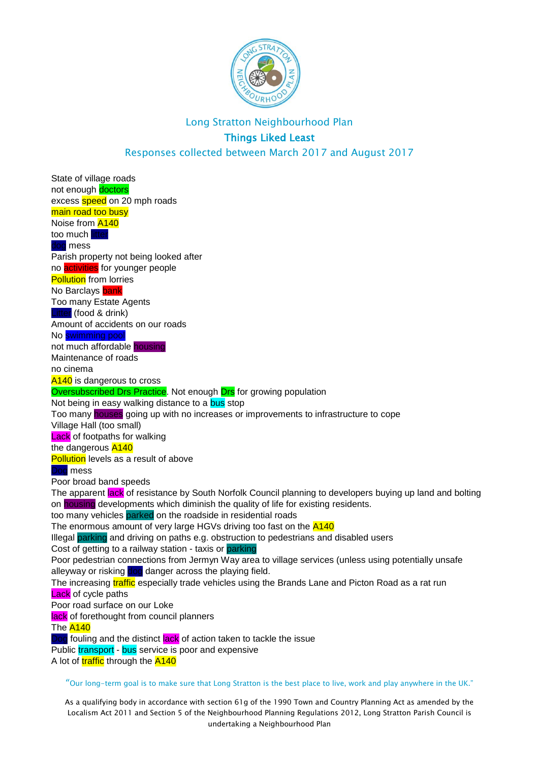Long Stratton Neighbourhood Plan

## Things Liked Least

Responses collected between March 2017 and August 2017

State of village roads
not enough doctors
excess speed on 20 mph roads
main road too busy
Noise from A140
too much litter
dog mess
Parish property not being looked after
no activities for younger people
Pollution from lorries
No Barclays bank
Too many Estate Agents
Litter (food & drink)
Amount of accidents on our roads
No swimming pool
not much affordable housing
Maintenance of roads
no cinema
A140 is dangerous to cross
Oversubscribed Drs Practice. Not enough Drs for growing population
Not being in easy walking distance to a bus stop
Too many houses going up with no increases or improvements to infrastructure to cope
Village Hall (too small)
Lack of footpaths for walking
the dangerous A140
Pollution levels as a result of above
Dog mess
Poor broad band speeds
The apparent lack of resistance by South Norfolk Council planning to developers buying up land and bolting on housing developments which diminish the quality of life for existing residents.
too many vehicles parked on the roadside in residential roads
The enormous amount of very large HGVs driving too fast on the A140
Illegal parking and driving on paths e.g. obstruction to pedestrians and disabled users
Cost of getting to a railway station - taxis or parking
Poor pedestrian connections from Jermyn Way area to village services (unless using potentially unsafe alleyway or risking dog danger across the playing field.
The increasing traffic especially trade vehicles using the Brands Lane and Picton Road as a rat run
Lack of cycle paths
Poor road surface on our Loke
lack of forethought from council planners
The A140
Dog fouling and the distinct lack of action taken to tackle the issue
Public transport - bus service is poor and expensive
A lot of traffic through the A140

"Our long-term goal is to make sure that Long Stratton is the best place to live, work and play anywhere in the UK."

As a qualifying body in accordance with section 61g of the 1990 Town and Country Planning Act as amended by the Localism Act 2011 and Section 5 of the Neighbourhood Planning Regulations 2012, Long Stratton Parish Council is undertaking a Neighbourhood Plan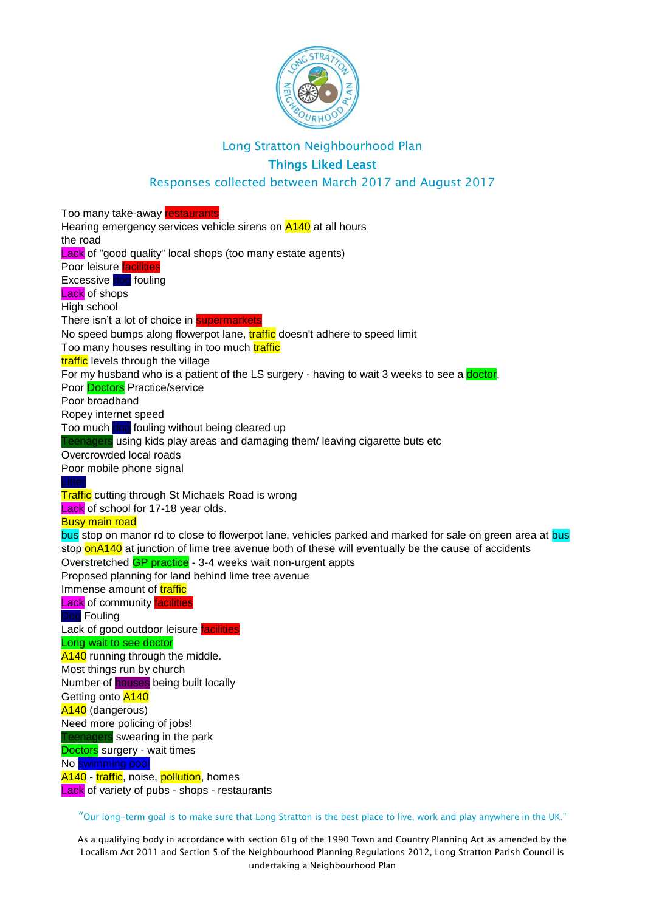Long Stratton Neighbourhood Plan

## Things Liked Least

Responses collected between March 2017 and August 2017

Too many take-away restaurants
Hearing emergency services vehicle sirens on A140 at all hours
the road
Lack of "good quality" local shops (too many estate agents)
Poor leisure facilities
Excessive dog fouling
Lack of shops
High school
There isn't a lot of choice in supermarkets
No speed bumps along flowerpot lane, traffic doesn't adhere to speed limit
Too many houses resulting in too much traffic
traffic levels through the village
For my husband who is a patient of the LS surgery - having to wait 3 weeks to see a doctor.
Poor Doctors Practice/service
Poor broadband
Ropey internet speed
Too much dog fouling without being cleared up
Teenagers using kids play areas and damaging them/ leaving cigarette buts etc
Overcrowded local roads
Poor mobile phone signal
Litter
Traffic cutting through St Michaels Road is wrong
Lack of school for 17-18 year olds.
Busy main road
bus stop on manor rd to close to flowerpot lane, vehicles parked and marked for sale on green area at bus stop onA140 at junction of lime tree avenue both of these will eventually be the cause of accidents
Overstretched GP practice - 3-4 weeks wait non-urgent appts
Proposed planning for land behind lime tree avenue
Immense amount of traffic
Lack of community facilities
Dog Fouling
Lack of good outdoor leisure facilities
Long wait to see doctor
A140 running through the middle.
Most things run by church
Number of houses being built locally
Getting onto A140
A140 (dangerous)
Need more policing of jobs!
Teenagers swearing in the park
Doctors surgery - wait times
No swimming pool
A140 - traffic, noise, pollution, homes
Lack of variety of pubs - shops - restaurants

"Our long-term goal is to make sure that Long Stratton is the best place to live, work and play anywhere in the UK."

As a qualifying body in accordance with section 61g of the 1990 Town and Country Planning Act as amended by the Localism Act 2011 and Section 5 of the Neighbourhood Planning Regulations 2012, Long Stratton Parish Council is undertaking a Neighbourhood Plan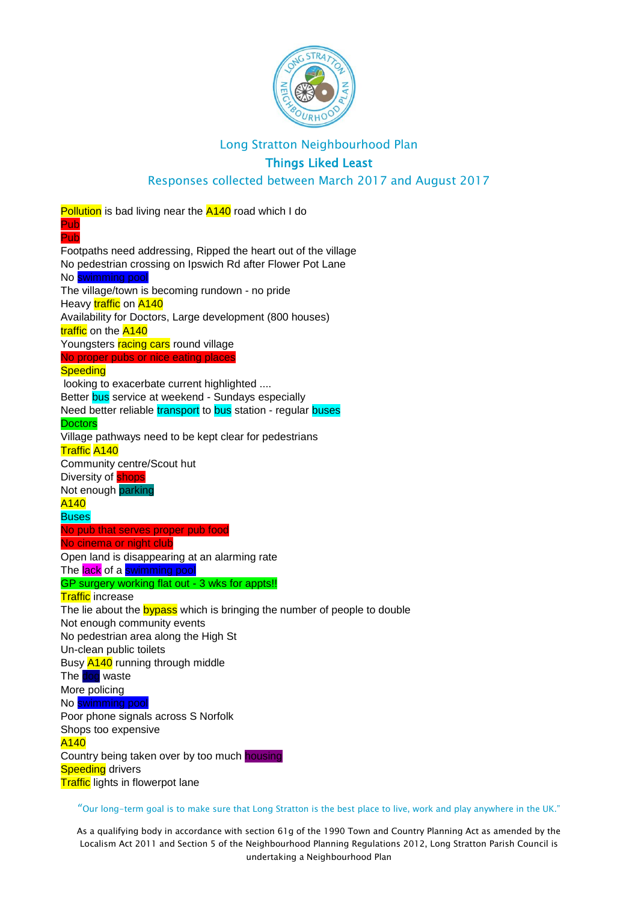Long Stratton Neighbourhood Plan

## Things Liked Least

Responses collected between March 2017 and August 2017

Pollution is bad living near the A140 road which I do
Pub
Pub
Footpaths need addressing, Ripped the heart out of the village
No pedestrian crossing on Ipswich Rd after Flower Pot Lane
No swimming pool
The village/town is becoming rundown - no pride
Heavy traffic on A140
Availability for Doctors, Large development (800 houses)
traffic on the A140
Youngsters racing cars round village
No proper pubs or nice eating places
Speeding
looking to exacerbate current highlighted ....
Better bus service at weekend - Sundays especially
Need better reliable transport to bus station - regular buses
Doctors
Village pathways need to be kept clear for pedestrians
Traffic A140
Community centre/Scout hut
Diversity of shops
Not enough parking
A140
Buses
No pub that serves proper pub food
No cinema or night club
Open land is disappearing at an alarming rate
The lack of a swimming pool
GP surgery working flat out - 3 wks for appts!!
Traffic increase
The lie about the bypass which is bringing the number of people to double
Not enough community events
No pedestrian area along the High St
Un-clean public toilets
Busy A140 running through middle
The dog waste
More policing
No swimming pool
Poor phone signals across S Norfolk
Shops too expensive
A140
Country being taken over by too much housing
Speeding drivers
Traffic lights in flowerpot lane

"Our long-term goal is to make sure that Long Stratton is the best place to live, work and play anywhere in the UK."

As a qualifying body in accordance with section 61g of the 1990 Town and Country Planning Act as amended by the Localism Act 2011 and Section 5 of the Neighbourhood Planning Regulations 2012, Long Stratton Parish Council is undertaking a Neighbourhood Plan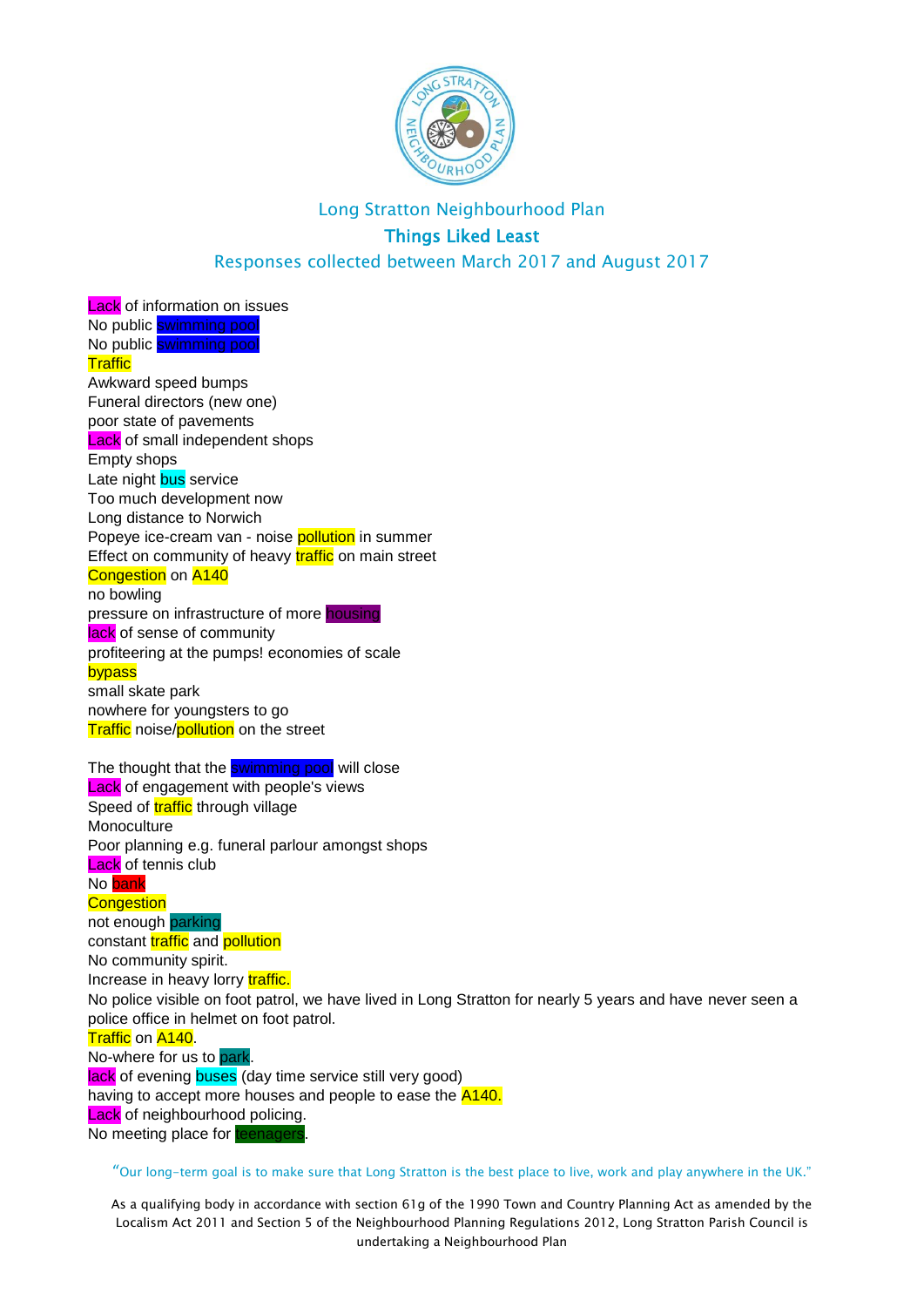Long Stratton Neighbourhood Plan

## Things Liked Least

Responses collected between March 2017 and August 2017

Lack of information on issues
No public swimming pool
No public swimming pool
Traffic
Awkward speed bumps
Funeral directors (new one)
poor state of pavements
Lack of small independent shops
Empty shops
Late night bus service
Too much development now
Long distance to Norwich
Popeye ice-cream van - noise pollution in summer
Effect on community of heavy traffic on main street
Congestion on A140
no bowling
pressure on infrastructure of more housing
lack of sense of community
profiteering at the pumps! economies of scale
bypass
small skate park
nowhere for youngsters to go
Traffic noise/pollution on the street

The thought that the swimming pool will close
Lack of engagement with people's views
Speed of traffic through village
Monoculture
Poor planning e.g. funeral parlour amongst shops
Lack of tennis club
No bank
Congestion
not enough parking
constant traffic and pollution
No community spirit.
Increase in heavy lorry traffic.
No police visible on foot patrol, we have lived in Long Stratton for nearly 5 years and have never seen a police office in helmet on foot patrol.
Traffic on A140.
No-where for us to park.
lack of evening buses (day time service still very good)
having to accept more houses and people to ease the A140.
Lack of neighbourhood policing.
No meeting place for teenagers.

"Our long-term goal is to make sure that Long Stratton is the best place to live, work and play anywhere in the UK."

As a qualifying body in accordance with section 61g of the 1990 Town and Country Planning Act as amended by the Localism Act 2011 and Section 5 of the Neighbourhood Planning Regulations 2012, Long Stratton Parish Council is undertaking a Neighbourhood Plan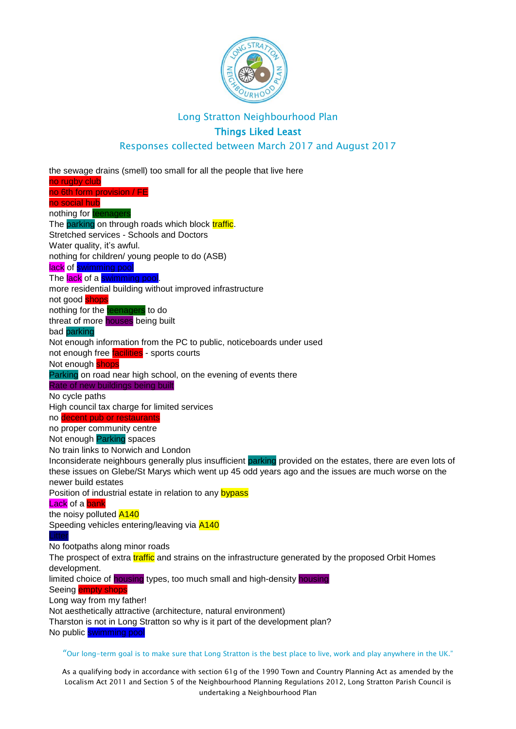Long Stratton Neighbourhood Plan

## Things Liked Least

Responses collected between March 2017 and August 2017

the sewage drains (smell) too small for all the people that live here
no rugby club
no 6th form provision / FE
no social hub
nothing for teenagers
The parking on through roads which block traffic.
Stretched services - Schools and Doctors
Water quality, it's awful.
nothing for children/ young people to do (ASB)
lack of swimming pool
The lack of a swimming pool.
more residential building without improved infrastructure
not good shops
nothing for the teenagers to do
threat of more houses being built
bad parking
Not enough information from the PC to public, noticeboards under used
not enough free facilities - sports courts
Not enough shops
Parking on road near high school, on the evening of events there
Rate of new buildings being built
No cycle paths
High council tax charge for limited services
no decent pub or restaurants
no proper community centre
Not enough Parking spaces
No train links to Norwich and London
Inconsiderate neighbours generally plus insufficient parking provided on the estates, there are even lots of these issues on Glebe/St Marys which went up 45 odd years ago and the issues are much worse on the newer build estates
Position of industrial estate in relation to any bypass
Lack of a bank
the noisy polluted A140
Speeding vehicles entering/leaving via A140
Litter
No footpaths along minor roads
The prospect of extra traffic and strains on the infrastructure generated by the proposed Orbit Homes development.
limited choice of housing types, too much small and high-density housing
Seeing empty shops
Long way from my father!
Not aesthetically attractive (architecture, natural environment)
Tharston is not in Long Stratton so why is it part of the development plan?
No public swimming pool

"Our long-term goal is to make sure that Long Stratton is the best place to live, work and play anywhere in the UK."

As a qualifying body in accordance with section 61g of the 1990 Town and Country Planning Act as amended by the Localism Act 2011 and Section 5 of the Neighbourhood Planning Regulations 2012, Long Stratton Parish Council is undertaking a Neighbourhood Plan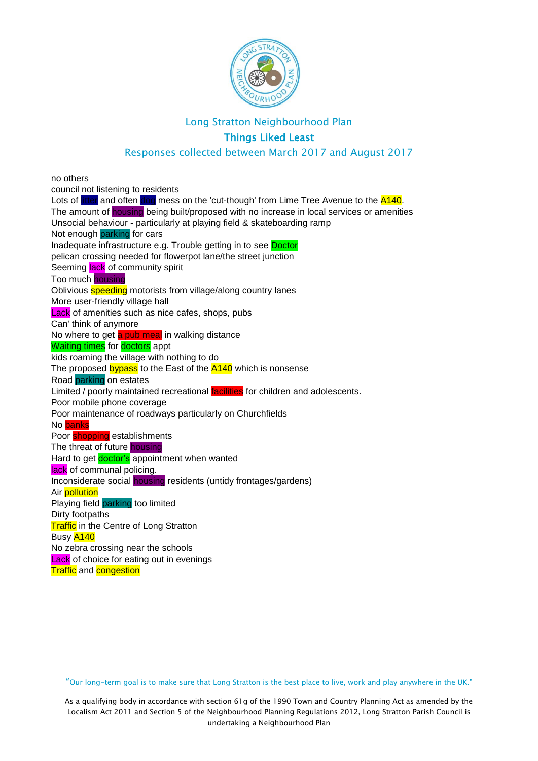Long Stratton Neighbourhood Plan

## Things Liked Least

Responses collected between March 2017 and August 2017

no others
council not listening to residents
Lots of litter and often dog mess on the 'cut-though' from Lime Tree Avenue to the A140.
The amount of housing being built/proposed with no increase in local services or amenities
Unsocial behaviour - particularly at playing field & skateboarding ramp
Not enough parking for cars
Inadequate infrastructure e.g. Trouble getting in to see Doctor
pelican crossing needed for flowerpot lane/the street junction
Seeming lack of community spirit
Too much housing
Oblivious speeding motorists from village/along country lanes
More user-friendly village hall
Lack of amenities such as nice cafes, shops, pubs
Can' think of anymore
No where to get a pub meal in walking distance
Waiting times for doctors appt
kids roaming the village with nothing to do
The proposed bypass to the East of the A140 which is nonsense
Road parking on estates
Limited / poorly maintained recreational facilities for children and adolescents.
Poor mobile phone coverage
Poor maintenance of roadways particularly on Churchfields
No banks
Poor shopping establishments
The threat of future housing
Hard to get doctor's appointment when wanted
lack of communal policing.
Inconsiderate social housing residents (untidy frontages/gardens)
Air pollution
Playing field parking too limited
Dirty footpaths
Traffic in the Centre of Long Stratton
Busy A140
No zebra crossing near the schools
Lack of choice for eating out in evenings
Traffic and congestion

"Our long-term goal is to make sure that Long Stratton is the best place to live, work and play anywhere in the UK."

As a qualifying body in accordance with section 61g of the 1990 Town and Country Planning Act as amended by the Localism Act 2011 and Section 5 of the Neighbourhood Planning Regulations 2012, Long Stratton Parish Council is undertaking a Neighbourhood Plan